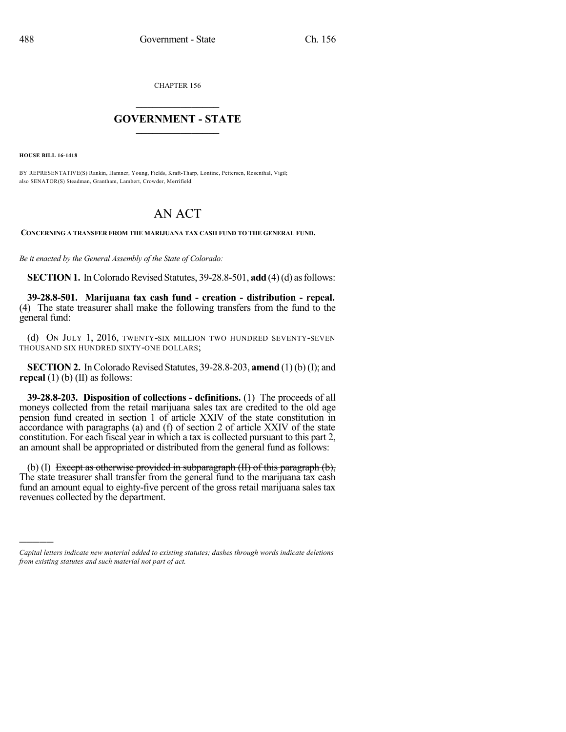CHAPTER 156

# GOVERNMENT - STATE

**HOUSE BILL 16-1418**

BY REPRESENTATIVE(S) Rankin, Hamner, Young, Fields, Kraft-Tharp, Lontine, Pettersen, Rosenthal, Vigil;
also SENATOR(S) Steadman, Grantham, Lambert, Crowder, Merrifield.

# AN ACT

**CONCERNING A TRANSFER FROM THE MARIJUANA TAX CASH FUND TO THE GENERAL FUND.**

*Be it enacted by the General Assembly of the State of Colorado:*

**SECTION 1.** In Colorado Revised Statutes, 39-28.8-501, **add** (4) (d) as follows:

**39-28.8-501. Marijuana tax cash fund - creation - distribution - repeal.** (4) The state treasurer shall make the following transfers from the fund to the general fund:

(d) ON JULY 1, 2016, TWENTY-SIX MILLION TWO HUNDRED SEVENTY-SEVEN THOUSAND SIX HUNDRED SIXTY-ONE DOLLARS;

**SECTION 2.** In Colorado Revised Statutes, 39-28.8-203, **amend** (1) (b) (I); and **repeal** (1) (b) (II) as follows:

**39-28.8-203. Disposition of collections - definitions.** (1) The proceeds of all moneys collected from the retail marijuana sales tax are credited to the old age pension fund created in section 1 of article XXIV of the state constitution in accordance with paragraphs (a) and (f) of section 2 of article XXIV of the state constitution. For each fiscal year in which a tax is collected pursuant to this part 2, an amount shall be appropriated or distributed from the general fund as follows:

(b) (I) ~~Except as otherwise provided in subparagraph (II) of this paragraph (b),~~ The state treasurer shall transfer from the general fund to the marijuana tax cash fund an amount equal to eighty-five percent of the gross retail marijuana sales tax revenues collected by the department.

---

*Capital letters indicate new material added to existing statutes; dashes through words indicate deletions from existing statutes and such material not part of act.*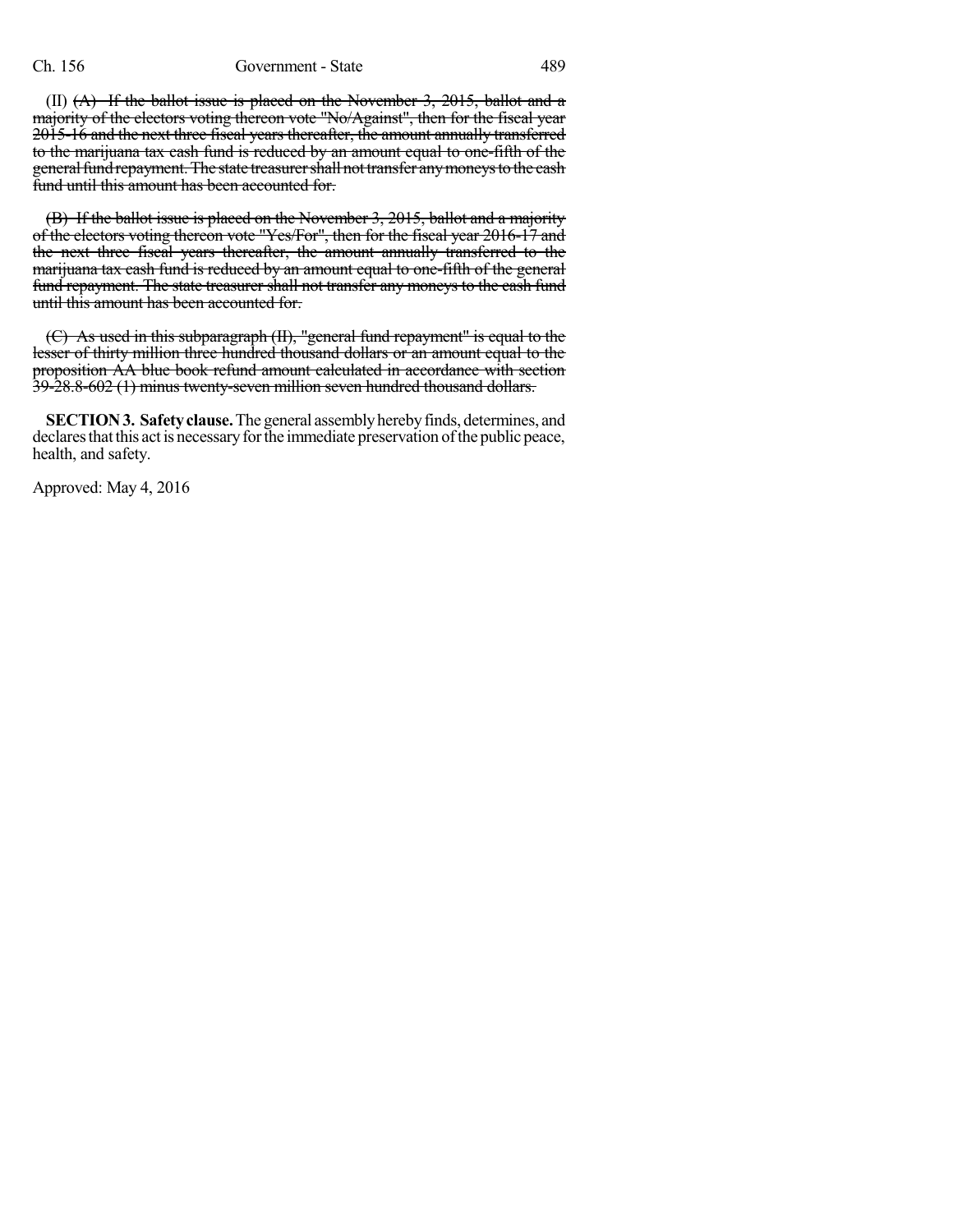(II) ~~(A) If the ballot issue is placed on the November 3, 2015, ballot and a majority of the electors voting thereon vote "No/Against", then for the fiscal year 2015-16 and the next three fiscal years thereafter, the amount annually transferred to the marijuana tax cash fund is reduced by an amount equal to one-fifth of the general fund repayment. The state treasurer shall not transfer any moneys to the cash fund until this amount has been accounted for.~~

~~(B) If the ballot issue is placed on the November 3, 2015, ballot and a majority of the electors voting thereon vote "Yes/For", then for the fiscal year 2016-17 and the next three fiscal years thereafter, the amount annually transferred to the marijuana tax cash fund is reduced by an amount equal to one-fifth of the general fund repayment. The state treasurer shall not transfer any moneys to the cash fund until this amount has been accounted for.~~

~~(C) As used in this subparagraph (II), "general fund repayment" is equal to the lesser of thirty million three hundred thousand dollars or an amount equal to the proposition AA blue book refund amount calculated in accordance with section 39-28.8-602 (1) minus twenty-seven million seven hundred thousand dollars.~~

**SECTION 3. Safety clause.** The general assembly hereby finds, determines, and declares that this act is necessary for the immediate preservation of the public peace, health, and safety.

Approved: May 4, 2016